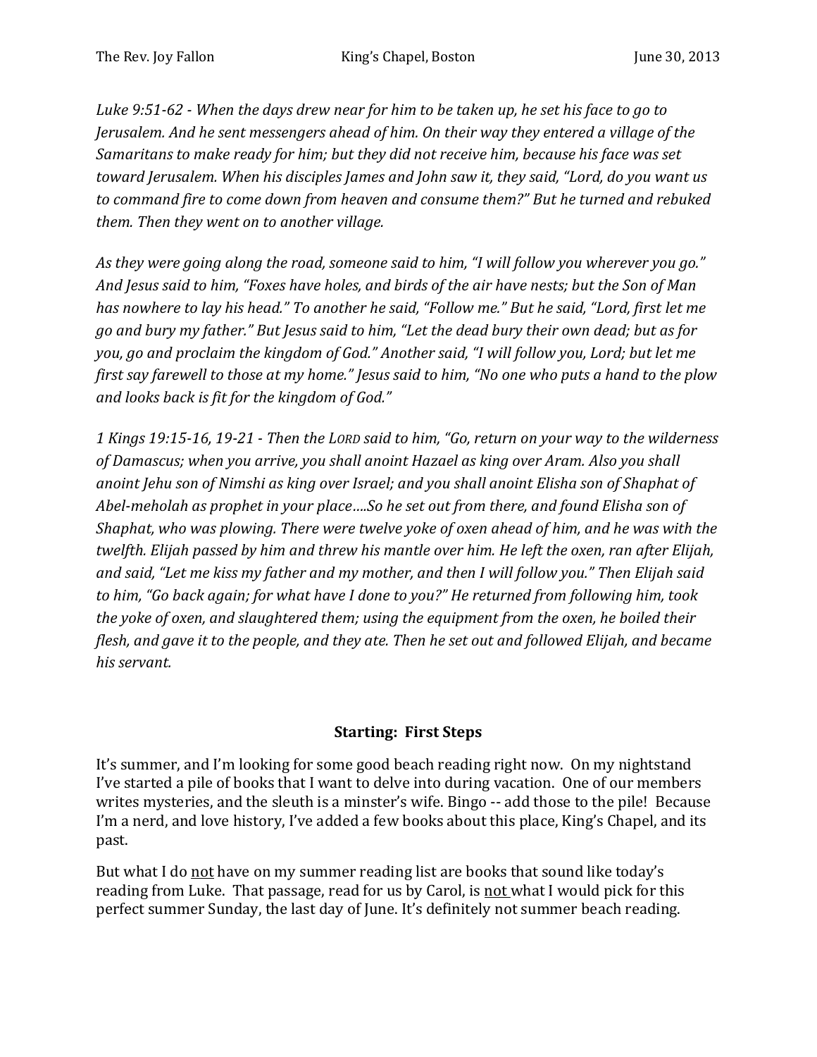*Luke 9:51-62 - When the days drew near for him to be taken up, he set his face to go to Jerusalem. And he sent messengers ahead of him. On their way they entered a village of the Samaritans to make ready for him; but they did not receive him, because his face was set toward Jerusalem. When his disciples James and John saw it, they said, "Lord, do you want us to command fire to come down from heaven and consume them?" But he turned and rebuked them. Then they went on to another village.*

*As they were going along the road, someone said to him, "I will follow you wherever you go." And Jesus said to him, "Foxes have holes, and birds of the air have nests; but the Son of Man has nowhere to lay his head." To another he said, "Follow me." But he said, "Lord, first let me go and bury my father." But Jesus said to him, "Let the dead bury their own dead; but as for you, go and proclaim the kingdom of God." Another said, "I will follow you, Lord; but let me first say farewell to those at my home." Jesus said to him, "No one who puts a hand to the plow and looks back is fit for the kingdom of God."*

*1 Kings 19:15-16, 19-21 - Then the LORD said to him, "Go, return on your way to the wilderness of Damascus; when you arrive, you shall anoint Hazael as king over Aram. Also you shall anoint Jehu son of Nimshi as king over Israel; and you shall anoint Elisha son of Shaphat of Abel-meholah as prophet in your place….So he set out from there, and found Elisha son of Shaphat, who was plowing. There were twelve yoke of oxen ahead of him, and he was with the twelfth. Elijah passed by him and threw his mantle over him. He left the oxen, ran after Elijah, and said, "Let me kiss my father and my mother, and then I will follow you." Then Elijah said to him, "Go back again; for what have I done to you?" He returned from following him, took the yoke of oxen, and slaughtered them; using the equipment from the oxen, he boiled their flesh, and gave it to the people, and they ate. Then he set out and followed Elijah, and became his servant.*

## Starting: First Steps

It's summer, and I'm looking for some good beach reading right now. On my nightstand I've started a pile of books that I want to delve into during vacation. One of our members writes mysteries, and the sleuth is a minster's wife. Bingo -- add those to the pile! Because I'm a nerd, and love history, I've added a few books about this place, King's Chapel, and its past.

But what I do not have on my summer reading list are books that sound like today's reading from Luke. That passage, read for us by Carol, is not what I would pick for this perfect summer Sunday, the last day of June. It's definitely not summer beach reading.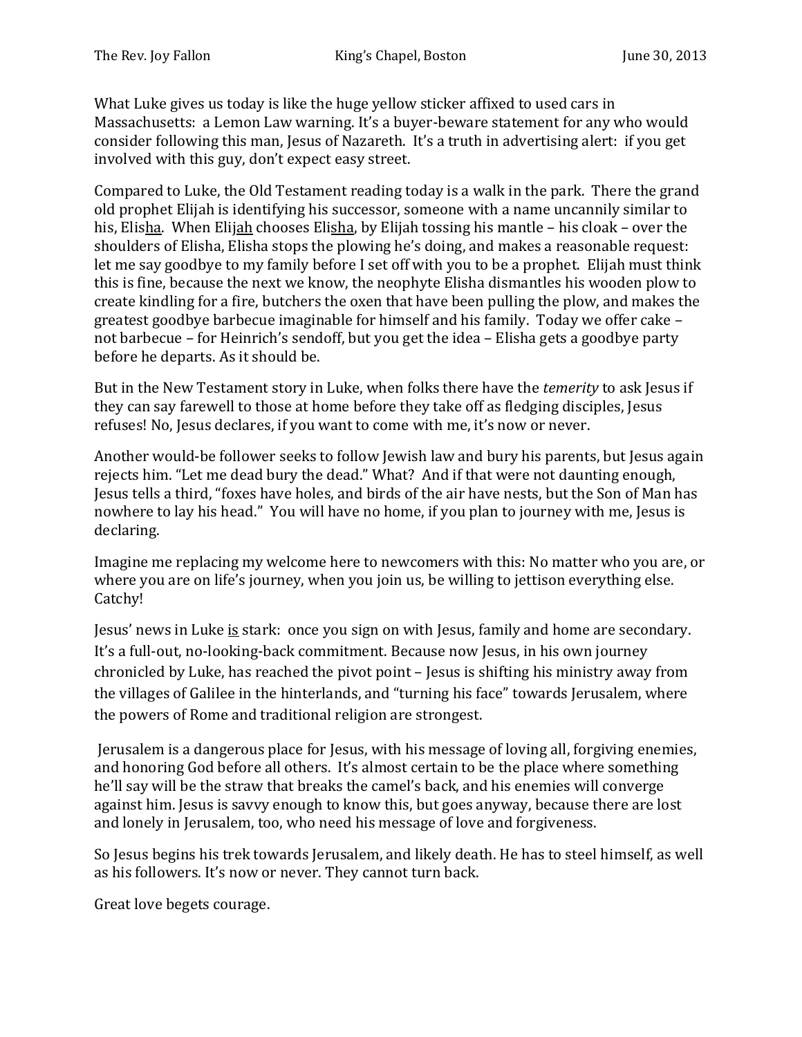What Luke gives us today is like the huge yellow sticker affixed to used cars in Massachusetts: a Lemon Law warning. It's a buyer-beware statement for any who would consider following this man, Jesus of Nazareth. It's a truth in advertising alert: if you get involved with this guy, don't expect easy street.

Compared to Luke, the Old Testament reading today is a walk in the park. There the grand old prophet Elijah is identifying his successor, someone with a name uncannily similar to his, Eli<u>sha</u>. When Eli<u>jah</u> chooses Eli<u>sha</u>, by Elijah tossing his mantle – his cloak – over the shoulders of Elisha, Elisha stops the plowing he's doing, and makes a reasonable request: let me say goodbye to my family before I set off with you to be a prophet. Elijah must think this is fine, because the next we know, the neophyte Elisha dismantles his wooden plow to create kindling for a fire, butchers the oxen that have been pulling the plow, and makes the greatest goodbye barbecue imaginable for himself and his family. Today we offer cake – not barbecue – for Heinrich's sendoff, but you get the idea – Elisha gets a goodbye party before he departs. As it should be.

But in the New Testament story in Luke, when folks there have the *temerity* to ask Jesus if they can say farewell to those at home before they take off as fledging disciples, Jesus refuses! No, Jesus declares, if you want to come with me, it's now or never.

Another would-be follower seeks to follow Jewish law and bury his parents, but Jesus again rejects him. "Let me dead bury the dead." What? And if that were not daunting enough, Jesus tells a third, "foxes have holes, and birds of the air have nests, but the Son of Man has nowhere to lay his head." You will have no home, if you plan to journey with me, Jesus is declaring.

Imagine me replacing my welcome here to newcomers with this: No matter who you are, or where you are on life's journey, when you join us, be willing to jettison everything else. Catchy!

Jesus' news in Luke <u>is</u> stark: once you sign on with Jesus, family and home are secondary. It's a full-out, no-looking-back commitment. Because now Jesus, in his own journey chronicled by Luke, has reached the pivot point – Jesus is shifting his ministry away from the villages of Galilee in the hinterlands, and "turning his face" towards Jerusalem, where the powers of Rome and traditional religion are strongest.

Jerusalem is a dangerous place for Jesus, with his message of loving all, forgiving enemies, and honoring God before all others. It's almost certain to be the place where something he'll say will be the straw that breaks the camel's back, and his enemies will converge against him. Jesus is savvy enough to know this, but goes anyway, because there are lost and lonely in Jerusalem, too, who need his message of love and forgiveness.

So Jesus begins his trek towards Jerusalem, and likely death. He has to steel himself, as well as his followers. It's now or never. They cannot turn back.

Great love begets courage.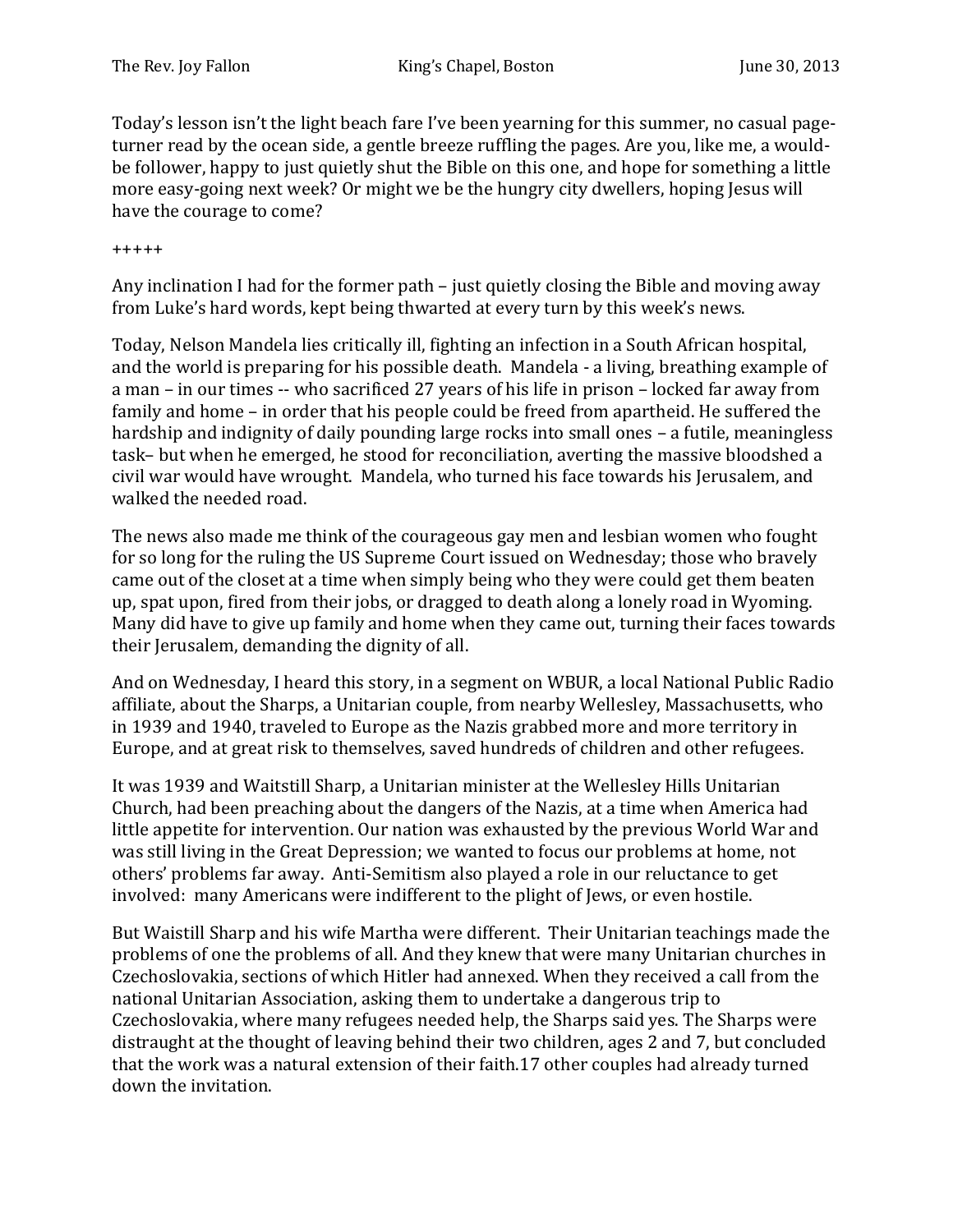Today's lesson isn't the light beach fare I've been yearning for this summer, no casual page-turner read by the ocean side, a gentle breeze ruffling the pages. Are you, like me, a would-be follower, happy to just quietly shut the Bible on this one, and hope for something a little more easy-going next week? Or might we be the hungry city dwellers, hoping Jesus will have the courage to come?

+++++

Any inclination I had for the former path – just quietly closing the Bible and moving away from Luke's hard words, kept being thwarted at every turn by this week's news.

Today, Nelson Mandela lies critically ill, fighting an infection in a South African hospital, and the world is preparing for his possible death. Mandela - a living, breathing example of a man – in our times -- who sacrificed 27 years of his life in prison – locked far away from family and home – in order that his people could be freed from apartheid. He suffered the hardship and indignity of daily pounding large rocks into small ones – a futile, meaningless task– but when he emerged, he stood for reconciliation, averting the massive bloodshed a civil war would have wrought. Mandela, who turned his face towards his Jerusalem, and walked the needed road.

The news also made me think of the courageous gay men and lesbian women who fought for so long for the ruling the US Supreme Court issued on Wednesday; those who bravely came out of the closet at a time when simply being who they were could get them beaten up, spat upon, fired from their jobs, or dragged to death along a lonely road in Wyoming. Many did have to give up family and home when they came out, turning their faces towards their Jerusalem, demanding the dignity of all.

And on Wednesday, I heard this story, in a segment on WBUR, a local National Public Radio affiliate, about the Sharps, a Unitarian couple, from nearby Wellesley, Massachusetts, who in 1939 and 1940, traveled to Europe as the Nazis grabbed more and more territory in Europe, and at great risk to themselves, saved hundreds of children and other refugees.

It was 1939 and Waitstill Sharp, a Unitarian minister at the Wellesley Hills Unitarian Church, had been preaching about the dangers of the Nazis, at a time when America had little appetite for intervention. Our nation was exhausted by the previous World War and was still living in the Great Depression; we wanted to focus our problems at home, not others' problems far away. Anti-Semitism also played a role in our reluctance to get involved: many Americans were indifferent to the plight of Jews, or even hostile.

But Waistill Sharp and his wife Martha were different. Their Unitarian teachings made the problems of one the problems of all. And they knew that were many Unitarian churches in Czechoslovakia, sections of which Hitler had annexed. When they received a call from the national Unitarian Association, asking them to undertake a dangerous trip to Czechoslovakia, where many refugees needed help, the Sharps said yes. The Sharps were distraught at the thought of leaving behind their two children, ages 2 and 7, but concluded that the work was a natural extension of their faith.17 other couples had already turned down the invitation.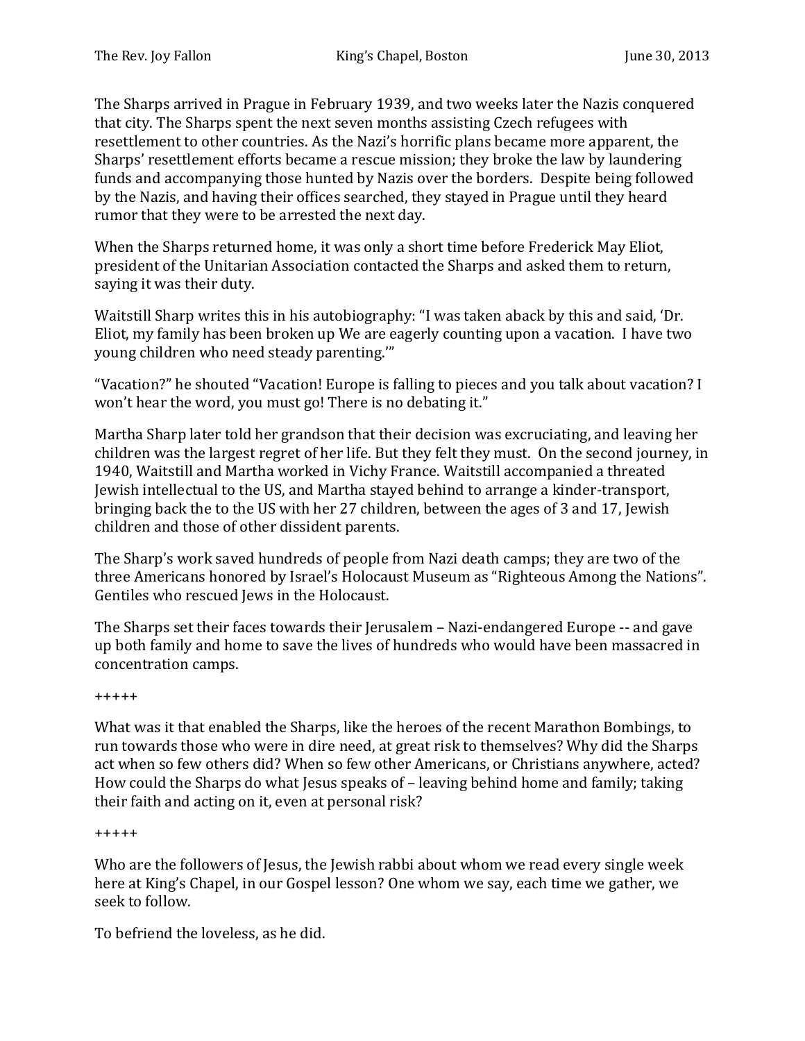The Sharps arrived in Prague in February 1939, and two weeks later the Nazis conquered that city. The Sharps spent the next seven months assisting Czech refugees with resettlement to other countries. As the Nazi's horrific plans became more apparent, the Sharps' resettlement efforts became a rescue mission; they broke the law by laundering funds and accompanying those hunted by Nazis over the borders. Despite being followed by the Nazis, and having their offices searched, they stayed in Prague until they heard rumor that they were to be arrested the next day.

When the Sharps returned home, it was only a short time before Frederick May Eliot, president of the Unitarian Association contacted the Sharps and asked them to return, saying it was their duty.

Waitstill Sharp writes this in his autobiography: "I was taken aback by this and said, 'Dr. Eliot, my family has been broken up We are eagerly counting upon a vacation. I have two young children who need steady parenting.'"

"Vacation?" he shouted "Vacation! Europe is falling to pieces and you talk about vacation? I won't hear the word, you must go! There is no debating it."

Martha Sharp later told her grandson that their decision was excruciating, and leaving her children was the largest regret of her life. But they felt they must. On the second journey, in 1940, Waitstill and Martha worked in Vichy France. Waitstill accompanied a threated Jewish intellectual to the US, and Martha stayed behind to arrange a kinder-transport, bringing back the to the US with her 27 children, between the ages of 3 and 17, Jewish children and those of other dissident parents.

The Sharp's work saved hundreds of people from Nazi death camps; they are two of the three Americans honored by Israel's Holocaust Museum as "Righteous Among the Nations". Gentiles who rescued Jews in the Holocaust.

The Sharps set their faces towards their Jerusalem – Nazi-endangered Europe -- and gave up both family and home to save the lives of hundreds who would have been massacred in concentration camps.

+++++

What was it that enabled the Sharps, like the heroes of the recent Marathon Bombings, to run towards those who were in dire need, at great risk to themselves? Why did the Sharps act when so few others did? When so few other Americans, or Christians anywhere, acted? How could the Sharps do what Jesus speaks of – leaving behind home and family; taking their faith and acting on it, even at personal risk?

+++++

Who are the followers of Jesus, the Jewish rabbi about whom we read every single week here at King's Chapel, in our Gospel lesson? One whom we say, each time we gather, we seek to follow.

To befriend the loveless, as he did.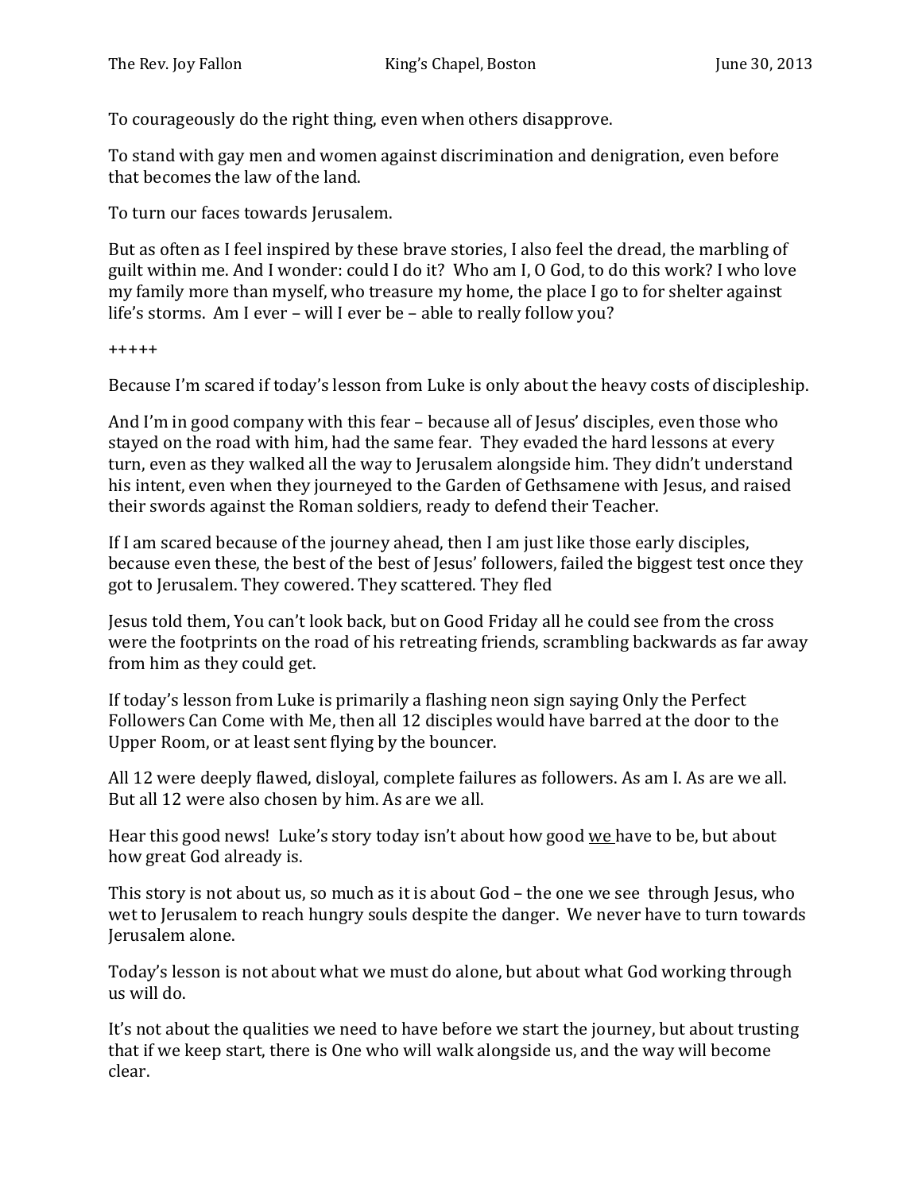To courageously do the right thing, even when others disapprove.

To stand with gay men and women against discrimination and denigration, even before that becomes the law of the land.

To turn our faces towards Jerusalem.

But as often as I feel inspired by these brave stories, I also feel the dread, the marbling of guilt within me. And I wonder: could I do it? Who am I, O God, to do this work? I who love my family more than myself, who treasure my home, the place I go to for shelter against life's storms. Am I ever – will I ever be – able to really follow you?

+++++

Because I'm scared if today's lesson from Luke is only about the heavy costs of discipleship.

And I'm in good company with this fear – because all of Jesus' disciples, even those who stayed on the road with him, had the same fear. They evaded the hard lessons at every turn, even as they walked all the way to Jerusalem alongside him. They didn't understand his intent, even when they journeyed to the Garden of Gethsamene with Jesus, and raised their swords against the Roman soldiers, ready to defend their Teacher.

If I am scared because of the journey ahead, then I am just like those early disciples, because even these, the best of the best of Jesus' followers, failed the biggest test once they got to Jerusalem. They cowered. They scattered. They fled

Jesus told them, You can't look back, but on Good Friday all he could see from the cross were the footprints on the road of his retreating friends, scrambling backwards as far away from him as they could get.

If today's lesson from Luke is primarily a flashing neon sign saying Only the Perfect Followers Can Come with Me, then all 12 disciples would have barred at the door to the Upper Room, or at least sent flying by the bouncer.

All 12 were deeply flawed, disloyal, complete failures as followers. As am I. As are we all. But all 12 were also chosen by him. As are we all.

Hear this good news! Luke's story today isn't about how good <u>we</u> have to be, but about how great God already is.

This story is not about us, so much as it is about God – the one we see through Jesus, who wet to Jerusalem to reach hungry souls despite the danger. We never have to turn towards Jerusalem alone.

Today's lesson is not about what we must do alone, but about what God working through us will do.

It's not about the qualities we need to have before we start the journey, but about trusting that if we keep start, there is One who will walk alongside us, and the way will become clear.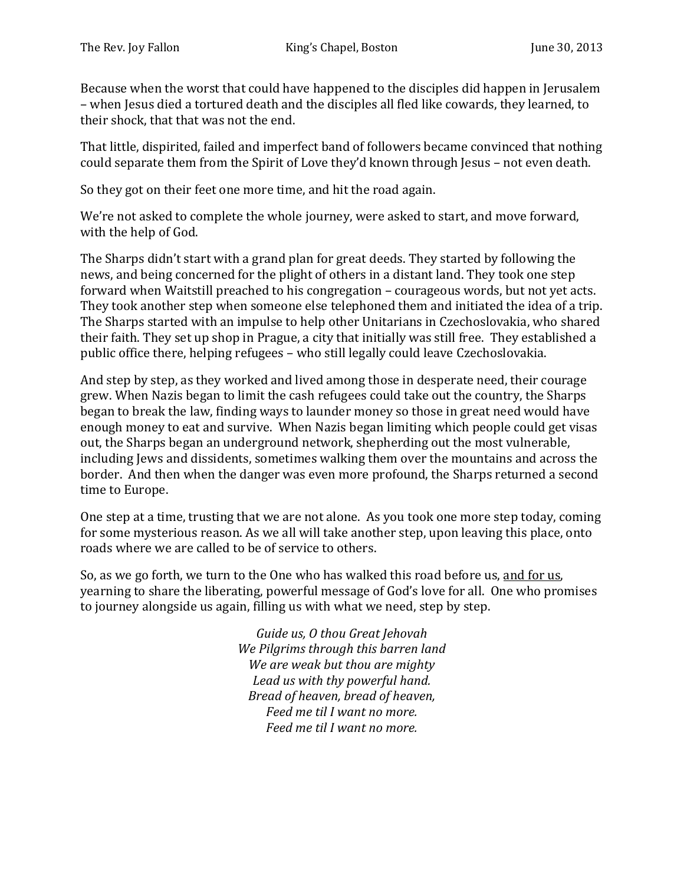Because when the worst that could have happened to the disciples did happen in Jerusalem – when Jesus died a tortured death and the disciples all fled like cowards, they learned, to their shock, that that was not the end.

That little, dispirited, failed and imperfect band of followers became convinced that nothing could separate them from the Spirit of Love they'd known through Jesus – not even death.

So they got on their feet one more time, and hit the road again.

We're not asked to complete the whole journey, were asked to start, and move forward, with the help of God.

The Sharps didn't start with a grand plan for great deeds. They started by following the news, and being concerned for the plight of others in a distant land. They took one step forward when Waitstill preached to his congregation – courageous words, but not yet acts. They took another step when someone else telephoned them and initiated the idea of a trip. The Sharps started with an impulse to help other Unitarians in Czechoslovakia, who shared their faith. They set up shop in Prague, a city that initially was still free. They established a public office there, helping refugees – who still legally could leave Czechoslovakia.

And step by step, as they worked and lived among those in desperate need, their courage grew. When Nazis began to limit the cash refugees could take out the country, the Sharps began to break the law, finding ways to launder money so those in great need would have enough money to eat and survive. When Nazis began limiting which people could get visas out, the Sharps began an underground network, shepherding out the most vulnerable, including Jews and dissidents, sometimes walking them over the mountains and across the border. And then when the danger was even more profound, the Sharps returned a second time to Europe.

One step at a time, trusting that we are not alone. As you took one more step today, coming for some mysterious reason. As we all will take another step, upon leaving this place, onto roads where we are called to be of service to others.

So, as we go forth, we turn to the One who has walked this road before us, <u>and for us</u>, yearning to share the liberating, powerful message of God's love for all. One who promises to journey alongside us again, filling us with what we need, step by step.

*Guide us, O thou Great Jehovah*
*We Pilgrims through this barren land*
*We are weak but thou are mighty*
*Lead us with thy powerful hand.*
*Bread of heaven, bread of heaven,*
*Feed me til I want no more.*
*Feed me til I want no more.*